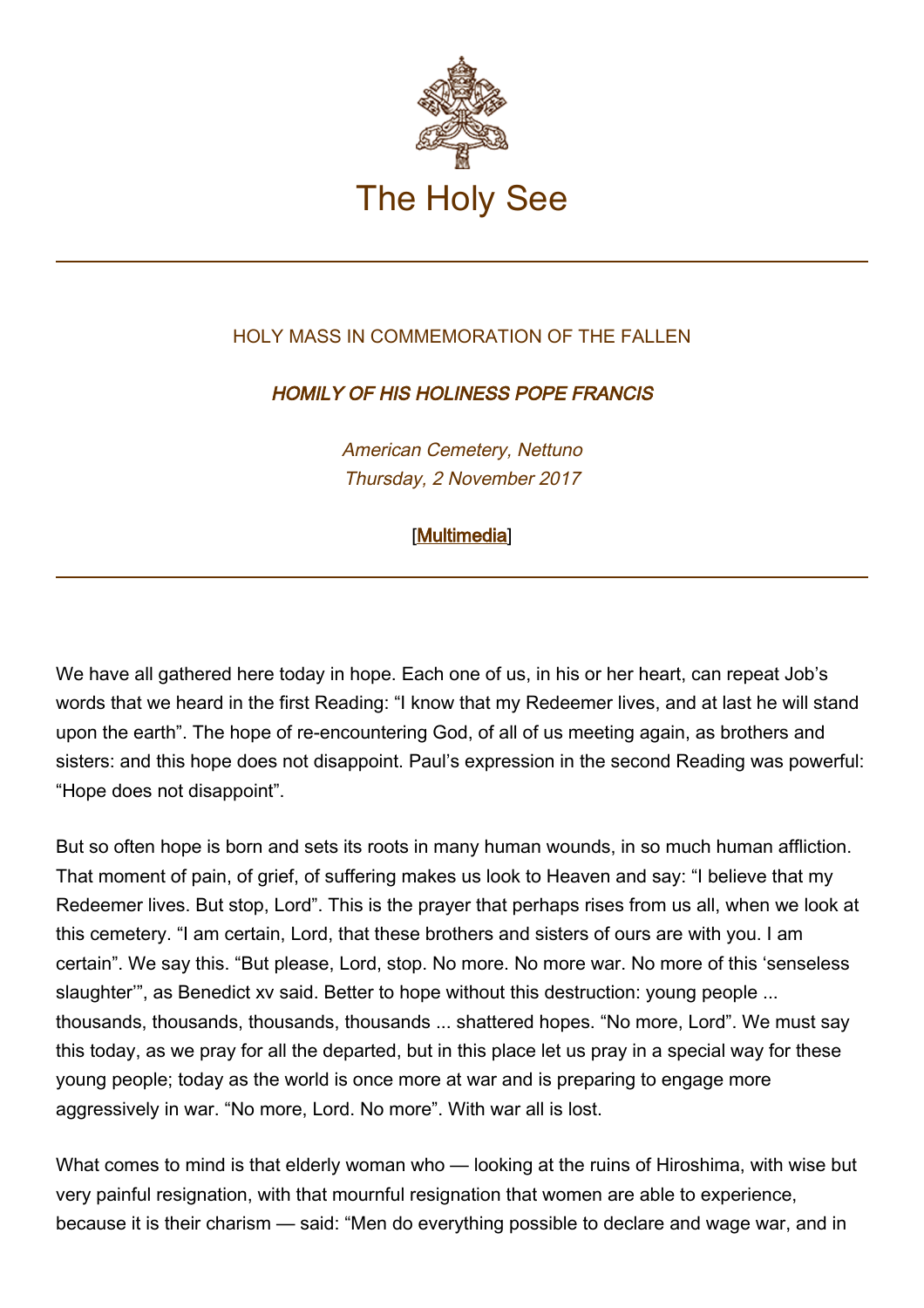# The Holy See

HOLY MASS IN COMMEMORATION OF THE FALLEN

## *HOMILY OF HIS HOLINESS POPE FRANCIS*

*American Cemetery, Nettuno*
*Thursday, 2 November 2017*

[Multimedia]

---

We have all gathered here today in hope. Each one of us, in his or her heart, can repeat Job's words that we heard in the first Reading: "I know that my Redeemer lives, and at last he will stand upon the earth". The hope of re-encountering God, of all of us meeting again, as brothers and sisters: and this hope does not disappoint. Paul's expression in the second Reading was powerful: "Hope does not disappoint".

But so often hope is born and sets its roots in many human wounds, in so much human affliction. That moment of pain, of grief, of suffering makes us look to Heaven and say: "I believe that my Redeemer lives. But stop, Lord". This is the prayer that perhaps rises from us all, when we look at this cemetery. "I am certain, Lord, that these brothers and sisters of ours are with you. I am certain". We say this. "But please, Lord, stop. No more. No more war. No more of this 'senseless slaughter'", as Benedict xv said. Better to hope without this destruction: young people ... thousands, thousands, thousands, thousands ... shattered hopes. "No more, Lord". We must say this today, as we pray for all the departed, but in this place let us pray in a special way for these young people; today as the world is once more at war and is preparing to engage more aggressively in war. "No more, Lord. No more". With war all is lost.

What comes to mind is that elderly woman who — looking at the ruins of Hiroshima, with wise but very painful resignation, with that mournful resignation that women are able to experience, because it is their charism — said: "Men do everything possible to declare and wage war, and in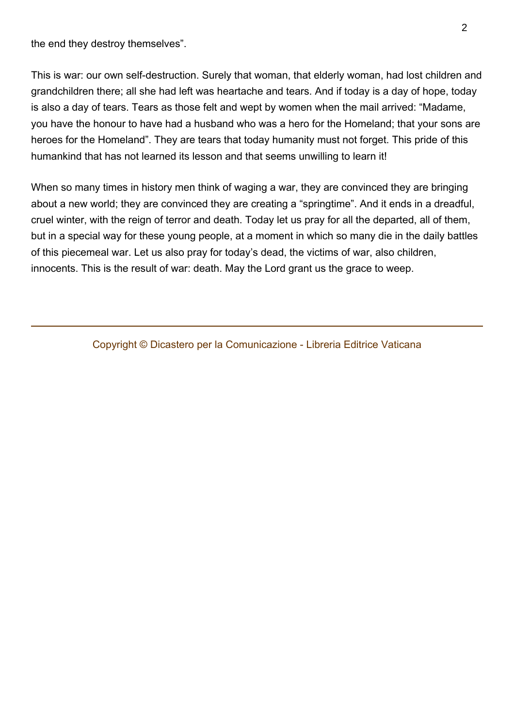the end they destroy themselves".

This is war: our own self-destruction. Surely that woman, that elderly woman, had lost children and grandchildren there; all she had left was heartache and tears. And if today is a day of hope, today is also a day of tears. Tears as those felt and wept by women when the mail arrived: "Madame, you have the honour to have had a husband who was a hero for the Homeland; that your sons are heroes for the Homeland". They are tears that today humanity must not forget. This pride of this humankind that has not learned its lesson and that seems unwilling to learn it!

When so many times in history men think of waging a war, they are convinced they are bringing about a new world; they are convinced they are creating a "springtime". And it ends in a dreadful, cruel winter, with the reign of terror and death. Today let us pray for all the departed, all of them, but in a special way for these young people, at a moment in which so many die in the daily battles of this piecemeal war. Let us also pray for today's dead, the victims of war, also children, innocents. This is the result of war: death. May the Lord grant us the grace to weep.

---

Copyright © Dicastero per la Comunicazione - Libreria Editrice Vaticana